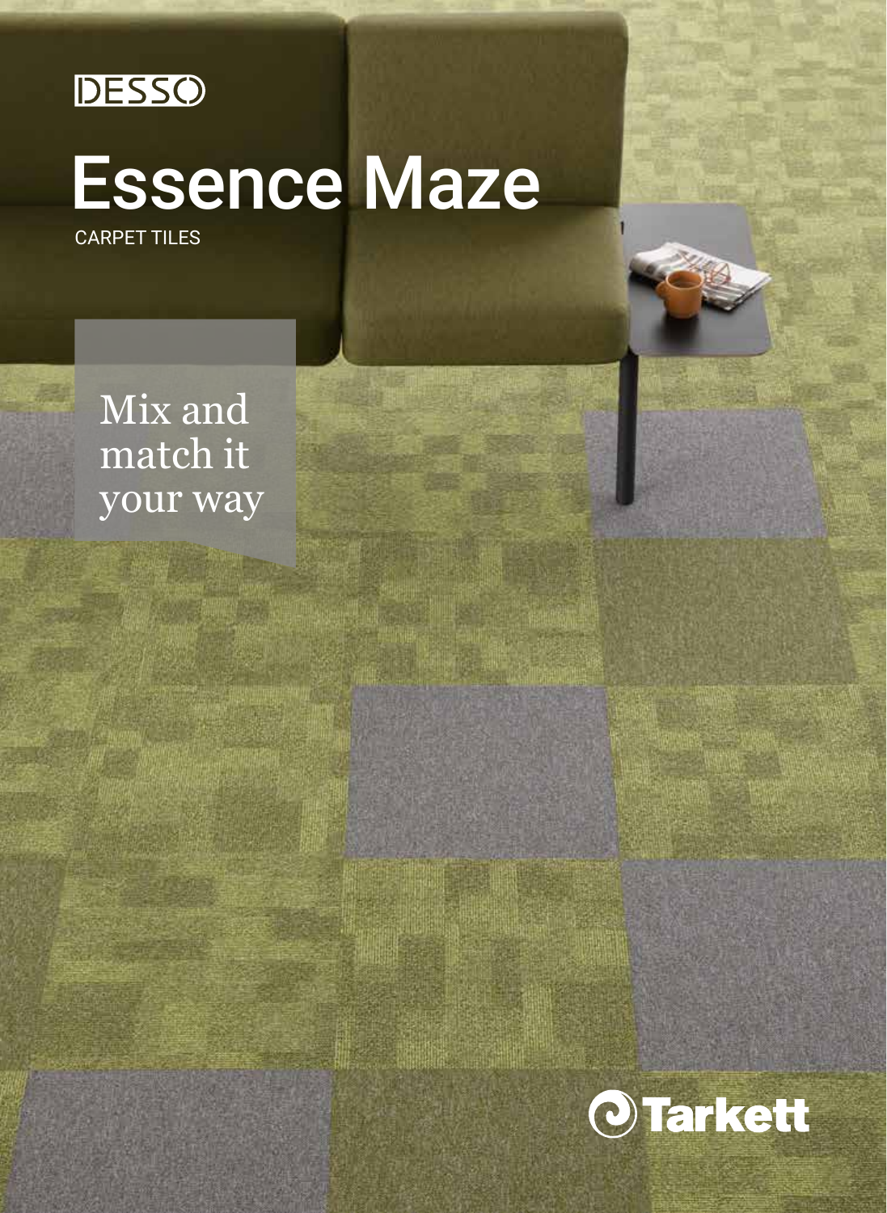DESSO

# Essence Maze

CARPET TILES

Mix and match it your way

Tarkett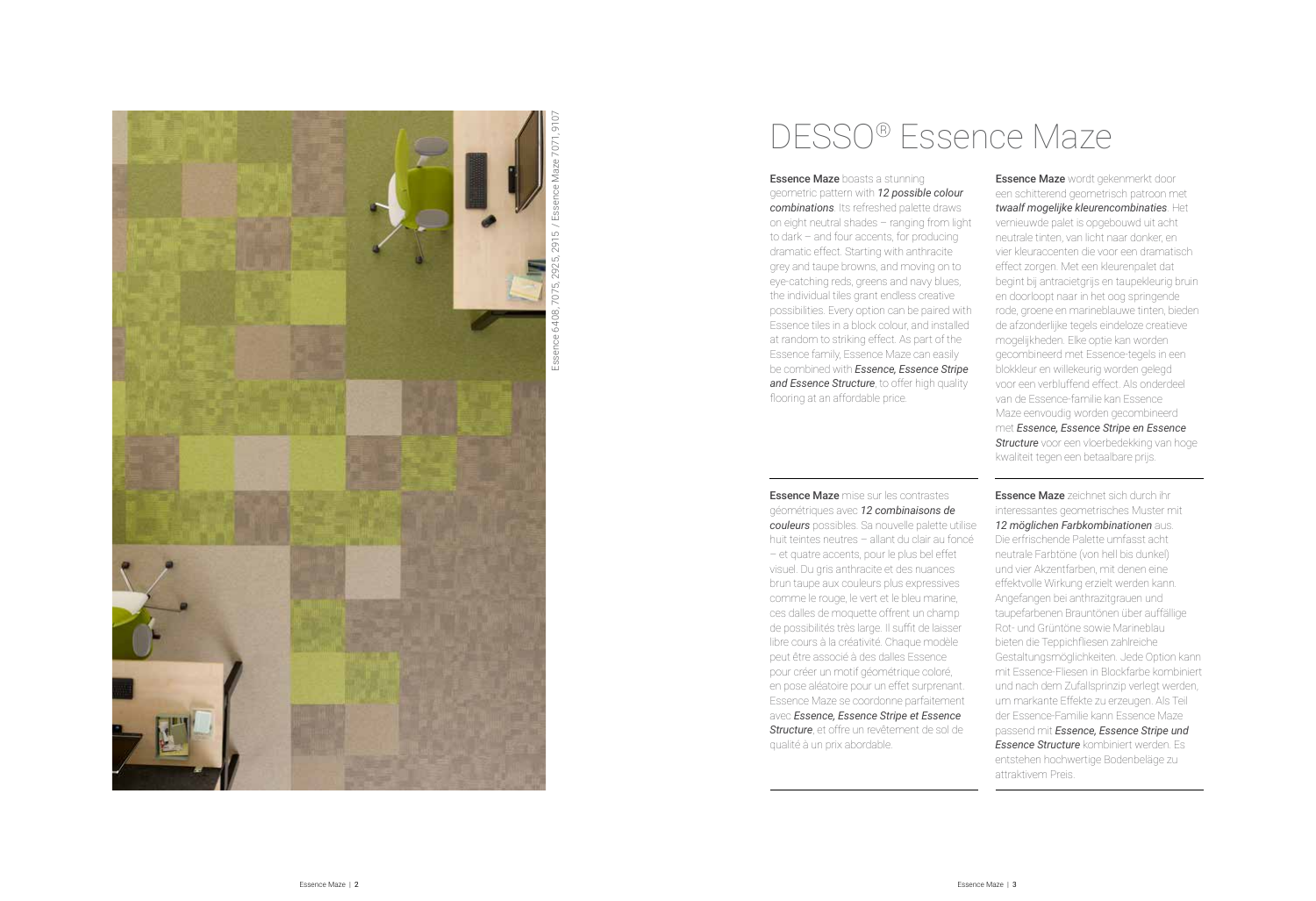Essence 6408, 7075, 2925, 2915 / Essence Maze 7071, 9107

# DESSO® Essence Maze

**Essence Maze** boasts a stunning geometric pattern with ***12 possible colour combinations***. Its refreshed palette draws on eight neutral shades – ranging from light to dark – and four accents, for producing dramatic effect. Starting with anthracite grey and taupe browns, and moving on to eye-catching reds, greens and navy blues, the individual tiles grant endless creative possibilities. Every option can be paired with Essence tiles in a block colour, and installed at random to striking effect. As part of the Essence family, Essence Maze can easily be combined with ***Essence, Essence Stripe and Essence Structure***, to offer high quality flooring at an affordable price.

**Essence Maze** wordt gekenmerkt door een schitterend geometrisch patroon met ***twaalf mogelijke kleurencombinaties***. Het vernieuwde palet is opgebouwd uit acht neutrale tinten, van licht naar donker, en vier kleuraccenten die voor een dramatisch effect zorgen. Met een kleurenpalet dat begint bij antracietgrijs en taupekleurig bruin en doorloopt naar in het oog springende rode, groene en marineblauwe tinten, bieden de afzonderlijke tegels eindeloze creatieve mogelijkheden. Elke optie kan worden gecombineerd met Essence-tegels in een blokkleur en willekeurig worden gelegd voor een verbluffend effect. Als onderdeel van de Essence-familie kan Essence Maze eenvoudig worden gecombineerd met ***Essence, Essence Stripe en Essence Structure*** voor een vloerbedekking van hoge kwaliteit tegen een betaalbare prijs.

**Essence Maze** mise sur les contrastes géométriques avec ***12 combinaisons de couleurs*** possibles. Sa nouvelle palette utilise huit teintes neutres – allant du clair au foncé – et quatre accents, pour le plus bel effet visuel. Du gris anthracite et des nuances brun taupe aux couleurs plus expressives comme le rouge, le vert et le bleu marine, ces dalles de moquette offrent un champ de possibilités très large. Il suffit de laisser libre cours à la créativité. Chaque modèle peut être associé à des dalles Essence pour créer un motif géométrique coloré, en pose aléatoire pour un effet surprenant. Essence Maze se coordonne parfaitement avec ***Essence, Essence Stripe et Essence Structure***, et offre un revêtement de sol de qualité à un prix abordable.

**Essence Maze** zeichnet sich durch ihr interessantes geometrisches Muster mit ***12 möglichen Farbkombinationen*** aus. Die erfrischende Palette umfasst acht neutrale Farbtöne (von hell bis dunkel) und vier Akzentfarben, mit denen eine effektvolle Wirkung erzielt werden kann. Angefangen bei anthrazitgrauen und taupefarbenen Brauntönen über auffällige Rot- und Grüntöne sowie Marineblau bieten die Teppichfliesen zahlreiche Gestaltungsmöglichkeiten. Jede Option kann mit Essence-Fliesen in Blockfarbe kombiniert und nach dem Zufallsprinzip verlegt werden, um markante Effekte zu erzeugen. Als Teil der Essence-Familie kann Essence Maze passend mit ***Essence, Essence Stripe und Essence Structure*** kombiniert werden. Es entstehen hochwertige Bodenbeläge zu attraktivem Preis.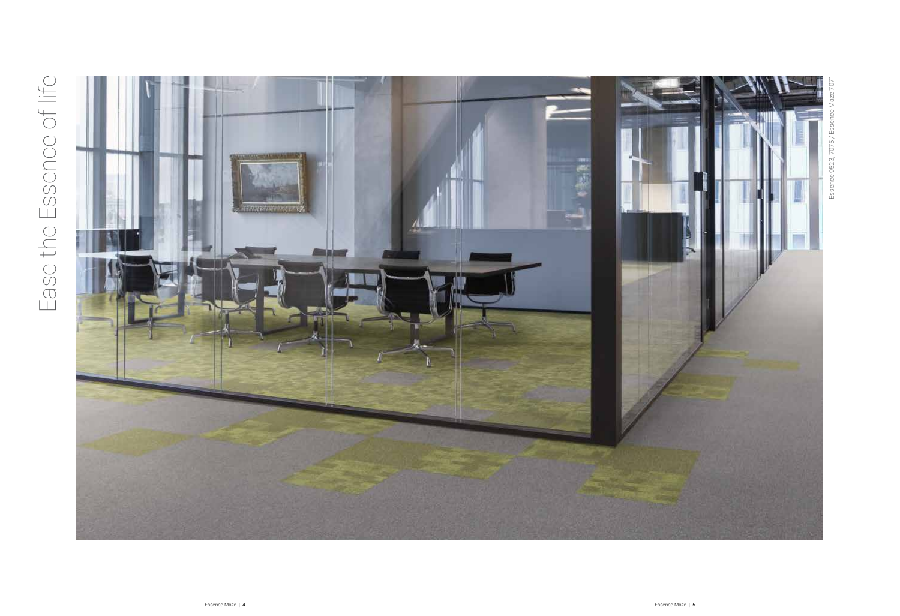# Ease the Essence of life

Essence 9523, 7075 / Essence Maze 7071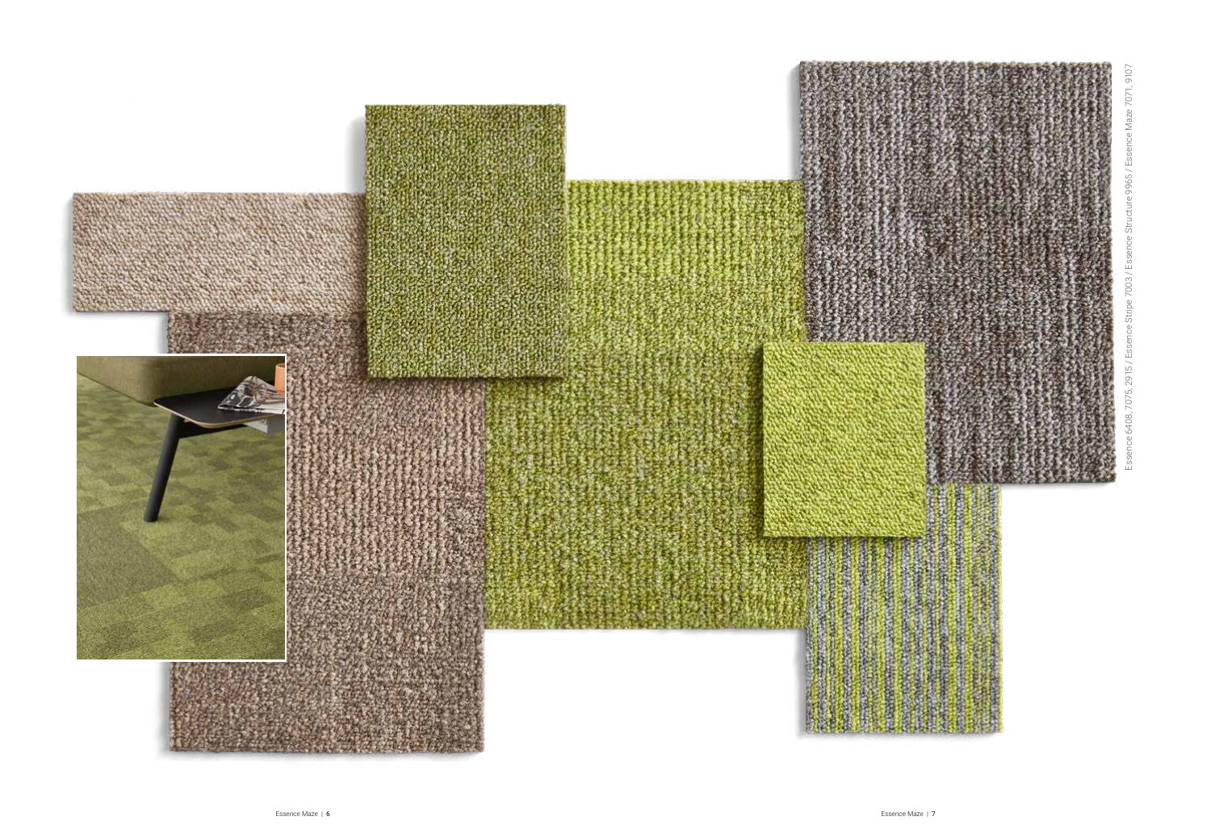Essence 6408, 7075, 2915 / Essence Stripe 7003 / Essence Structure 9965 / Essence Maze 7071, 9107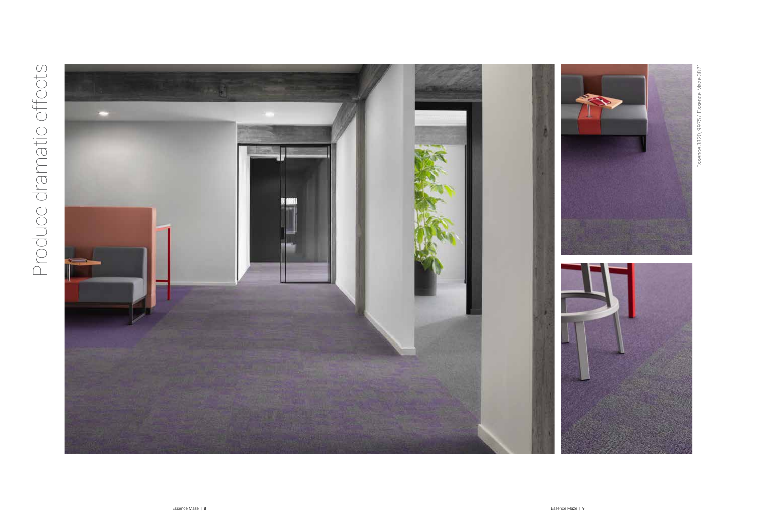# Produce dramatic effects

Essence 3820, 9975 / Essence Maze 3821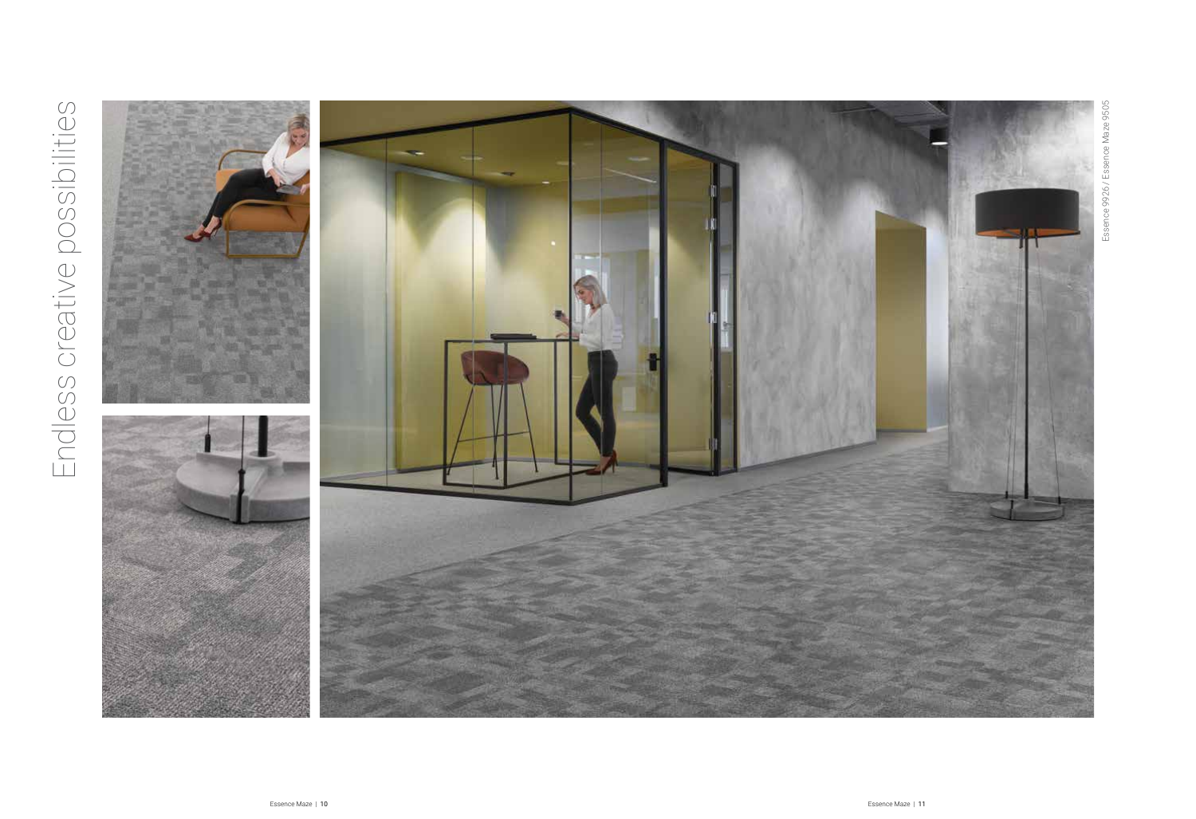# Endless creative possibilities

Essence 9926 / Essence Maze 9505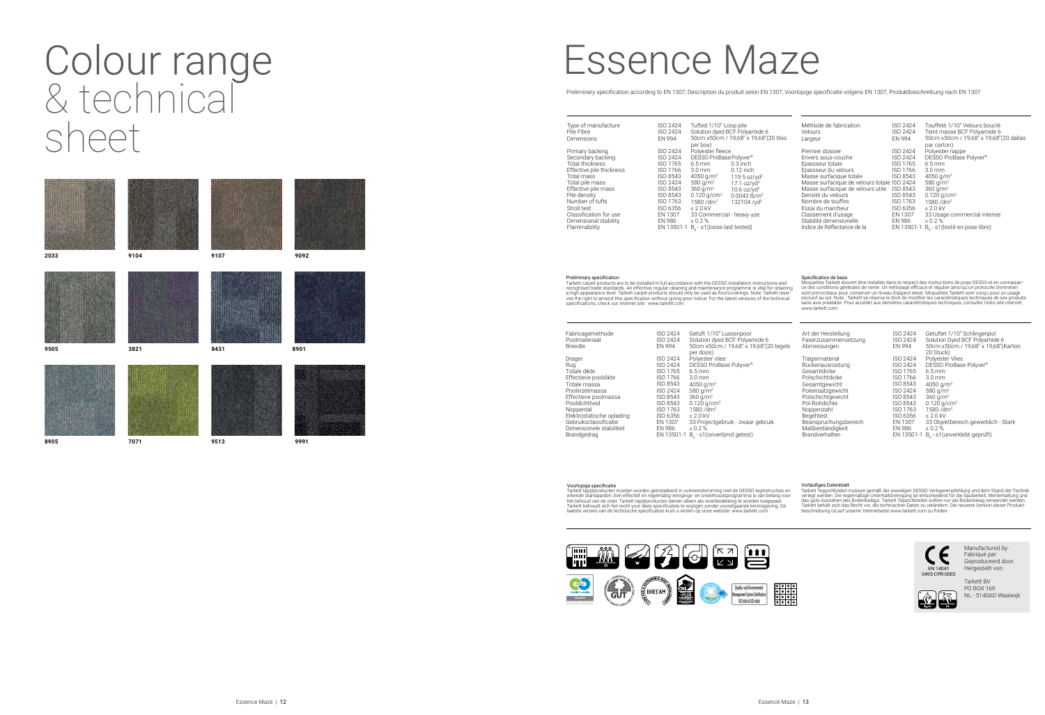# Colour range & technical sheet

2033

9104

9107

9092

9505

3821

8431

8901

8905

7071

9513

9991

# Essence Maze

Preliminary specification according to EN 1307, Description du produit selon EN 1307, Voorlopige specificatie volgens EN 1307, Produktbeschreibung nach EN 1307

| | | | |
|---|---|---|---|
| Type of manufacture | ISO 2424 | Tufted 1/10" Loop pile | |
| Pile Fibre | ISO 2424 | Solution dyed BCF Polyamide 6 | |
| Dimensions | EN 994 | 50cm x50cm / 19,68" x 19,68"(20 tiles per box) | |
| Primary backing | ISO 2424 | Polyester fleece | |
| Secondary backing | ISO 2424 | DESSO ProBase Polyver® | |
| Total thickness | ISO 1765 | 6.5 mm | 0.3 inch |
| Effective pile thickness | ISO 1766 | 3.0 mm | 0.12 inch |
| Total mass | ISO 8543 | 4050 g/m² | 119.5 oz/yd² |
| Total pile mass | ISO 2424 | 580 g/m² | 17.1 oz/yd² |
| Effective pile mass | ISO 8543 | 360 g/m² | 10.6 oz/yd² |
| Pile density | ISO 8543 | 0.120 g/cm³ | 0.0043 lb/in³ |
| Number of tufts | ISO 1763 | 1580 /dm² | 132104 /yd² |
| Stroll test | ISO 6356 | ≤ 2.0 kV | |
| Classification for use | EN 1307 | 33 Commercial - heavy use | |
| Dimensional stability | EN 986 | ≤ 0.2 % | |
| Flammability | EN 13501-1 | $B_{fl}$ - s1(loose laid tested) | |

| | | |
|---|---|---|
| Méthode de fabrication | ISO 2424 | Touffeté 1/10" Velours bouclé |
| Velours | ISO 2424 | Teint masse BCF Polyamide 6 |
| Largeur | EN 994 | 50cm x50cm / 19,68" x 19,68"(20 dallas par carton) |
| Premier dossier | ISO 2424 | Polyester nappe |
| Envers sous-couche | ISO 2424 | DESSO ProBase Polyver® |
| Epaisseur totale | ISO 1765 | 6.5 mm |
| Epaisseur du velours | ISO 1766 | 3.0 mm |
| Masse surfacique totale | ISO 8543 | 4050 g/m² |
| Masse surfacique de velours totale | ISO 2424 | 580 g/m² |
| Masse surfacique de velours utile | ISO 8543 | 360 g/m² |
| Densité du velours | ISO 8543 | 0.120 g/cm³ |
| Nombre de touffes | ISO 1763 | 1580 /dm² |
| Essai du marcheur | ISO 6356 | ≤ 2.0 kV |
| Classement d'usage | EN 1307 | 33 Usage commercial intense |
| Stabilité dimensionelle | EN 986 | ≤ 0.2 % |
| Indice de Réflectance de la | EN 13501-1 | $B_{fl}$ - s1(testé en pose libre) |

**Preliminary specification**
Tarkett carpet products are to be installed in full accordance with the DESSO installation instructions and recognised trade standards. An effective, regular cleaning and maintenance programme is vital for retaining a high appearance level. Tarkett carpet products should only be used as floorcoverings. Note: Tarkett reserves the right to amend this specification without giving prior notice. For the latest versions of the technical specifications, check our internet site: www.tarkett.com

**Spécification de base**
Moquettes Tarkett doivent être installés dans le respect des instructions de pose DESSO et en connaissance des conditions générales de vente. Un nettoyage efficace et régulier ainsi qu'un protocole d'entretien sont primordiaux pour conserver un niveau d'aspect élevé. Moquettes Tarkett sont conçu pour un usage exclusif au sol. Note : Tarkett se réserve le droit de modifier les caractéristiques techniques de ses produits sans avis préalable. Pour accéder aux dernières caractéristiques techniques, consulter notre site internet: www.tarkett.com

| | | |
|---|---|---|
| Fabricagemethode | ISO 2424 | Getuft 1/10" Lussenpool |
| Poolmateriaal | ISO 2424 | Solution dyed BCF Polyamide 6 |
| Breedte | EN 994 | 50cm x50cm / 19,68" x 19,68"(20 tegels per doos) |
| Drager | ISO 2424 | Polyester vlies |
| Rug | ISO 2424 | DESSO ProBase Polyver® |
| Totale dikte | ISO 1765 | 6.5 mm |
| Effectieve pooldikte | ISO 1766 | 3.0 mm |
| Totale massa | ISO 8543 | 4050 g/m² |
| Poolinzetmassa | ISO 2424 | 580 g/m² |
| Effectieve poolmassa | ISO 8543 | 360 g/m² |
| Pooldichtheid | ISO 8543 | 0.120 g/cm³ |
| Noppental | ISO 1763 | 1580 /dm² |
| Elektrostatische oplading | ISO 6356 | ≤ 2.0 kV |
| Gebruiksclassificatie | EN 1307 | 33 Projectgebruik - zwaar gebruik |
| Dimensionele stabiliteit | EN 986 | ≤ 0.2 % |
| Brandgedrag | EN 13501-1 | $B_{fl}$ - s1(onverlijmd getest) |

| | | |
|---|---|---|
| Art der Herstellung | ISO 2424 | Getuftet 1/10" Schlingenpol |
| Faserzusammensetzung | ISO 2424 | Solution Dyed BCF Polyamide 6 |
| Abmessungen | EN 994 | 50cm x50cm / 19,68" x 19,68"(Karton 20 Stück) |
| Trägermaterial | ISO 2424 | Polyester Vlies |
| Rückenausrüstung | ISO 2424 | DESSO ProBase Polyver® |
| Gesamtdicke | ISO 1765 | 6.5 mm |
| Polschichtdicke | ISO 1766 | 3.0 mm |
| Gesamtgewicht | ISO 8543 | 4050 g/m² |
| Poleinsatzgewicht | ISO 2424 | 580 g/m² |
| Polschichtgewicht | ISO 8543 | 360 g/m² |
| Pol-Rohdichte | ISO 8543 | 0.120 g/cm³ |
| Noppenzahl | ISO 1763 | 1580 /dm² |
| Begehtest | ISO 6356 | ≤ 2.0 kV |
| Beanspruchungsbereich | EN 1307 | 33 Objektbereich gewerblich - Stark |
| Maßbeständigkeit | EN 986 | ≤ 0.2 % |
| Brandverhalten | EN 13501-1 | $B_{fl}$ - s1(unverklebt geprüft) |

**Voorlopige specificatie**
Tarkett tapijtproducten moeten worden geïnstalleerd in overeenstemming met de DESSO leginstructies en erkende standaarden. Een effectief en regelmatig reinigings- en onderhoudsprogramma is van belang voor het behoud van de vloer. Tarkett tapijtproducten dienen alleen als vloerbedekking te worden toegepast. Tarkett behoudt zich het recht voor deze specificaties te wijzigen zonder voorafgaande kennisgeving. De laatste versies van de technische specificaties kunt u vinden op onze website: www.tarkett.com

**Vorläufiges Datenblatt**
Tarkett Teppichböden müssen gemäß der jeweiligen DESSO Verlegeempfehlung und dem Stand der Technik verlegt werden. Die regelmäßige Unterhaltsreinigung ist entscheidend für die Sauberkeit, Werterhaltung und das gute Aussehen des Bodenbelags. Tarkett Teppichböden sollten nur als Bodenbelag verwendet werden. Tarkett behält sich das Recht vor, die technischen Daten zu verändern. Die neueste Version dieser Produktbeschreibung ist auf unserer Internetseite www.tarkett.com zu finden.

EN 14041
0493-CPR-0002

Manufactured by:
Fabriqué par:
Geproduceerd door:
Hergestellt von:

Tarkett BV
PO BOX 169
NL - 5140AD Waalwijk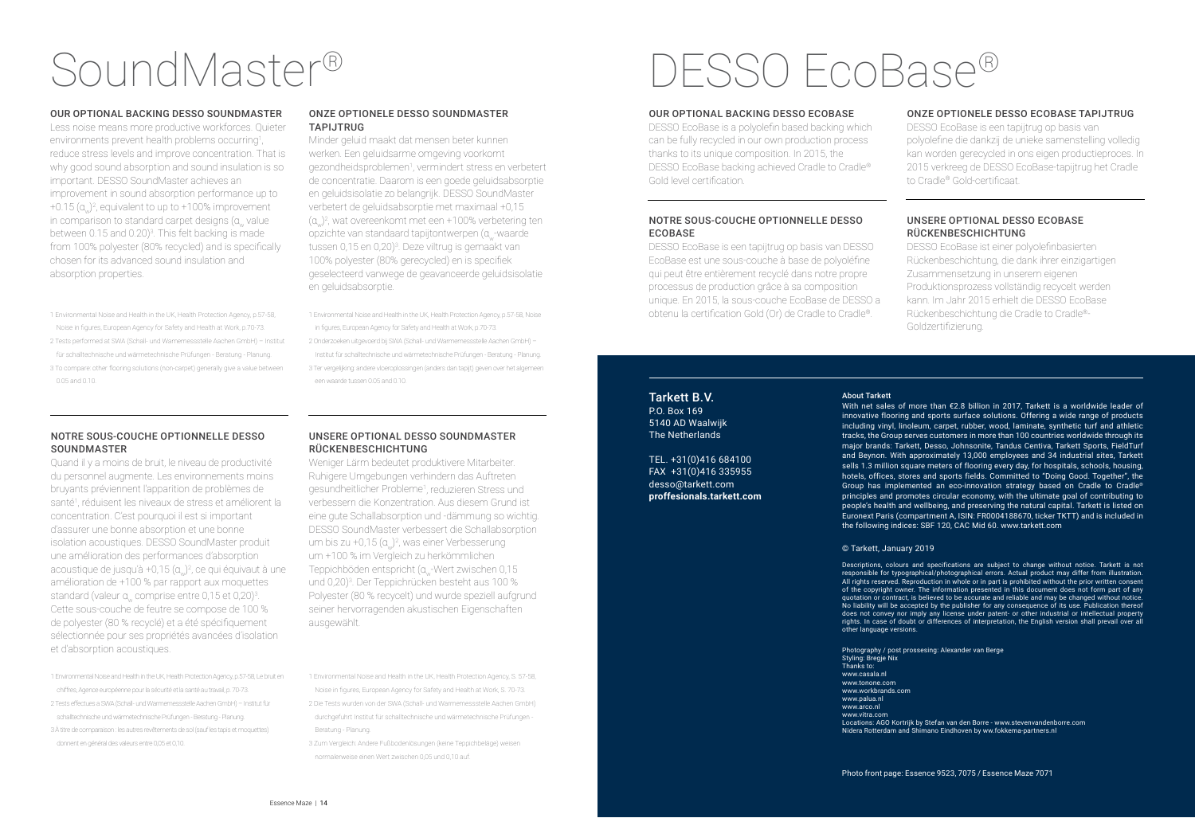# SoundMaster®

## OUR OPTIONAL BACKING DESSO SOUNDMASTER

Less noise means more productive workforces. Quieter environments prevent health problems occurring[1], reduce stress levels and improve concentration. That is why good sound absorption and sound insulation is so important. DESSO SoundMaster achieves an improvement in sound absorption performance up to +0.15 ($\alpha_w$)[2], equivalent to up to +100% improvement in comparison to standard carpet designs ($\alpha_w$ value between 0.15 and 0.20)[3]. This felt backing is made from 100% polyester (80% recycled) and is specifically chosen for its advanced sound insulation and absorption properties.

1 Environmental Noise and Health in the UK, Health Protection Agency, p.57-58, Noise in figures, European Agency for Safety and Health at Work, p.70-73.
2 Tests performed at SWA (Schall- und Wärmemessstelle Aachen GmbH) – Institut für schalltechnische und wärmetechnische Prüfungen - Beratung - Planung.
3 To compare: other flooring solutions (non-carpet) generally give a value between 0.05 and 0.10.

## ONZE OPTIONELE DESSO SOUNDMASTER TAPIJTRUG

Minder geluid maakt dat mensen beter kunnen werken. Een geluidsarme omgeving voorkomt gezondheidsproblemen[1], vermindert stress en verbetert de concentratie. Daarom is een goede geluidsabsorptie en geluidsisolatie zo belangrijk. DESSO SoundMaster verbetert de geluidsabsorptie met maximaal +0,15 ($\alpha_w$)[2], wat overeenkomt met een +100% verbetering ten opzichte van standaard tapijtontwerpen ($\alpha_w$-waarde tussen 0,15 en 0,20)[3]. Deze viltrug is gemaakt van 100% polyester (80% gerecycled) en is specifiek geselecteerd vanwege de geavanceerde geluidsisolatie en geluidsabsorptie.

1 Environmental Noise and Health in the UK, Health Protection Agency, p.57-58, Noise in figures, European Agency for Safety and Health at Work, p.70-73.
2 Onderzoeken uitgevoerd bij SWA (Schall- und Wärmemessstelle Aachen GmbH) – Institut für schalltechnische und wärmetechnische Prüfungen - Beratung - Planung.
3 Ter vergelijking: andere vloeroplossingen (anders dan tapijt) geven over het algemeen een waarde tussen 0.05 and 0.10.

## NOTRE SOUS-COUCHE OPTIONNELLE DESSO SOUNDMASTER

Quand il y a moins de bruit, le niveau de productivité du personnel augmente. Les environnements moins bruyants préviennent l'apparition de problèmes de santé[1], réduisent les niveaux de stress et améliorent la concentration. C'est pourquoi il est si important d'assurer une bonne absorption et une bonne isolation acoustiques. DESSO SoundMaster produit une amélioration des performances d'absorption acoustique de jusqu'à +0,15 ($\alpha_w$)[2], ce qui équivaut à une amélioration de +100 % par rapport aux moquettes standard (valeur $\alpha_w$ comprise entre 0,15 et 0,20)[3]. Cette sous-couche de feutre se compose de 100 % de polyester (80 % recyclé) et a été spécifiquement sélectionnée pour ses propriétés avancées d'isolation et d'absorption acoustiques.

1 Environmental Noise and Health in the UK, Health Protection Agency, p.57-58, Le bruit en chiffres, Agence européenne pour la sécurité et la santé au travail, p. 70-73.
2 Tests effectués à SWA (Schall- und Wärmemessstelle Aachen GmbH) – Institut für schalltechnische und wärmetechnische Prüfungen - Beratung - Planung.
3 À titre de comparaison : les autres revêtements de sol (sauf les tapis et moquettes) donnent en général des valeurs entre 0,05 et 0,10.

## UNSERE OPTIONAL DESSO SOUNDMASTER RÜCKENBESCHICHTUNG

Weniger Lärm bedeutet produktivere Mitarbeiter. Ruhigere Umgebungen verhindern das Auftreten gesundheitlicher Probleme[1], reduzieren Stress und verbessern die Konzentration. Aus diesem Grund ist eine gute Schallabsorption und -dämmung so wichtig. DESSO SoundMaster verbessert die Schallabsorption um bis zu +0,15 ($\alpha_w$)[2], was einer Verbesserung um +100 % im Vergleich zu herkömmlichen Teppichböden entspricht ($\alpha_w$-Wert zwischen 0,15 und 0,20)[3]. Der Teppichrücken besteht aus 100 % Polyester (80 % recycelt) und wurde speziell aufgrund seiner hervorragenden akustischen Eigenschaften ausgewählt.

1 Environmental Noise and Health in the UK, Health Protection Agency, S. 57-58, Noise in figures, European Agency for Safety and Health at Work, S. 70-73.
2 Die Tests wurden von der SWA (Schall- und Wärmemessstelle Aachen GmbH) durchgeführt: Institut für schalltechnische und wärmetechnische Prüfungen - Beratung - Planung.
3 Zum Vergleich: Andere Fußbodenlösungen (keine Teppichbeläge) weisen normalerweise einen Wert zwischen 0,05 und 0,10 auf.

# DESSO EcoBase®

## OUR OPTIONAL BACKING DESSO ECOBASE

DESSO EcoBase is a polyolefin based backing which can be fully recycled in our own production process thanks to its unique composition. In 2015, the DESSO EcoBase backing achieved Cradle to Cradle® Gold level certification.

## ONZE OPTIONELE DESSO ECOBASE TAPIJTRUG

DESSO EcoBase is een tapijtrug op basis van polyolefine die dankzij de unieke samenstelling volledig kan worden gerecycled in ons eigen productieproces. In 2015 verkreeg de DESSO EcoBase-tapijtrug het Cradle to Cradle® Gold-certificaat.

## NOTRE SOUS-COUCHE OPTIONNELLE DESSO ECOBASE

DESSO EcoBase is een tapijtrug op basis van DESSO EcoBase est une sous-couche à base de polyoléfine qui peut être entièrement recyclé dans notre propre processus de production grâce à sa composition unique. En 2015, la sous-couche EcoBase de DESSO a obtenu la certification Gold (Or) de Cradle to Cradle®.

## UNSERE OPTIONAL DESSO ECOBASE RÜCKENBESCHICHTUNG

DESSO EcoBase ist einer polyolefinbasierten Rückenbeschichtung, die dank ihrer einzigartigen Zusammensetzung in unserem eigenen Produktionsprozess vollständig recycelt werden kann. Im Jahr 2015 erhielt die DESSO EcoBase Rückenbeschichtung die Cradle to Cradle®-Goldzertifizierung.

**Tarkett B.V.**
P.O. Box 169
5140 AD Waalwijk
The Netherlands

TEL. +31(0)416 684100
FAX +31(0)416 335955
desso@tarkett.com
**proffesionals.tarkett.com**

**About Tarkett**

With net sales of more than €2.8 billion in 2017, Tarkett is a worldwide leader of innovative flooring and sports surface solutions. Offering a wide range of products including vinyl, linoleum, carpet, rubber, wood, laminate, synthetic turf and athletic tracks, the Group serves customers in more than 100 countries worldwide through its major brands: Tarkett, Desso, Johnsonite, Tandus Centiva, Tarkett Sports, FieldTurf and Beynon. With approximately 13,000 employees and 34 industrial sites, Tarkett sells 1.3 million square meters of flooring every day, for hospitals, schools, housing, hotels, offices, stores and sports fields. Committed to "Doing Good. Together", the Group has implemented an eco-innovation strategy based on Cradle to Cradle® principles and promotes circular economy, with the ultimate goal of contributing to people's health and wellbeing, and preserving the natural capital. Tarkett is listed on Euronext Paris (compartment A, ISIN: FR0004188670, ticker TKTT) and is included in the following indices: SBF 120, CAC Mid 60. www.tarkett.com

© Tarkett, January 2019

Descriptions, colours and specifications are subject to change without notice. Tarkett is not responsible for typographical/photographical errors. Actual product may differ from illustration. All rights reserved. Reproduction in whole or in part is prohibited without the prior written consent of the copyright owner. The information presented in this document does not form part of any quotation or contract, is believed to be accurate and reliable and may be changed without notice. No liability will be accepted by the publisher for any consequence of its use. Publication thereof does not convey nor imply any license under patent- or other industrial or intellectual property rights. In case of doubt or differences of interpretation, the English version shall prevail over all other language versions.

Photography / post prossesing: Alexander van Berge
Styling: Bregje Nix
Thanks to:
www.casala.nl
www.tonone.com
www.workbrands.com
www.palua.nl
www.arco.nl
www.vitra.com
Locations: AGO Kortrijk by Stefan van den Borre - www.stevenvandenborre.com
Nidera Rotterdam and Shimano Eindhoven by ww.fokkema-partners.nl

Photo front page: Essence 9523, 7075 / Essence Maze 7071